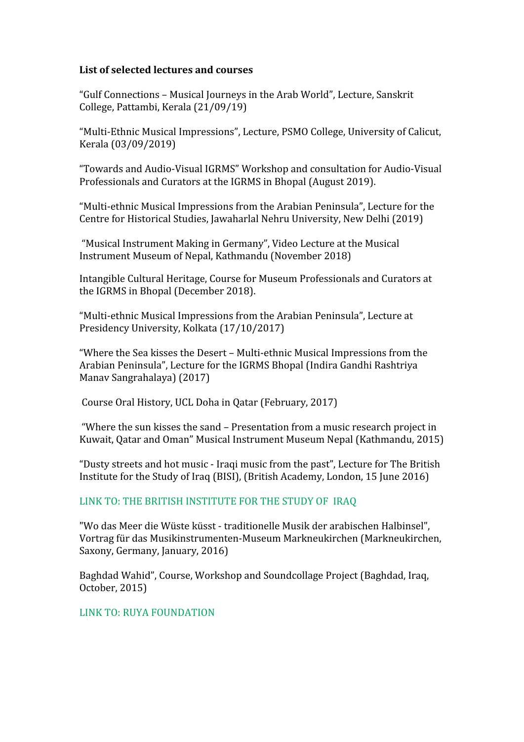**List of selected lectures and courses**

“Gulf Connections – Musical Journeys in the Arab World”, Lecture, Sanskrit College, Pattambi, Kerala (21/09/19)

“Multi-Ethnic Musical Impressions”, Lecture, PSMO College, University of Calicut, Kerala (03/09/2019)

“Towards and Audio-Visual IGRMS” Workshop and consultation for Audio-Visual Professionals and Curators at the IGRMS in Bhopal (August 2019).

“Multi-ethnic Musical Impressions from the Arabian Peninsula”, Lecture for the Centre for Historical Studies, Jawaharlal Nehru University, New Delhi (2019)

“Musical Instrument Making in Germany”, Video Lecture at the Musical Instrument Museum of Nepal, Kathmandu (November 2018)

Intangible Cultural Heritage, Course for Museum Professionals and Curators at the IGRMS in Bhopal (December 2018).

“Multi-ethnic Musical Impressions from the Arabian Peninsula”, Lecture at Presidency University, Kolkata (17/10/2017)

“Where the Sea kisses the Desert – Multi-ethnic Musical Impressions from the Arabian Peninsula”, Lecture for the IGRMS Bhopal (Indira Gandhi Rashtriya Manav Sangrahalaya) (2017)

Course Oral History, UCL Doha in Qatar (February, 2017)

“Where the sun kisses the sand – Presentation from a music research project in Kuwait, Qatar and Oman” Musical Instrument Museum Nepal (Kathmandu, 2015)

“Dusty streets and hot music - Iraqi music from the past”, Lecture for The British Institute for the Study of Iraq (BISI), (British Academy, London, 15 June 2016)

LINK TO: THE BRITISH INSTITUTE FOR THE STUDY OF IRAQ

"Wo das Meer die Wüste küsst - traditionelle Musik der arabischen Halbinsel", Vortrag für das Musikinstrumenten-Museum Markneukirchen (Markneukirchen, Saxony, Germany, January, 2016)

Baghdad Wahid”, Course, Workshop and Soundcollage Project (Baghdad, Iraq, October, 2015)

LINK TO: RUYA FOUNDATION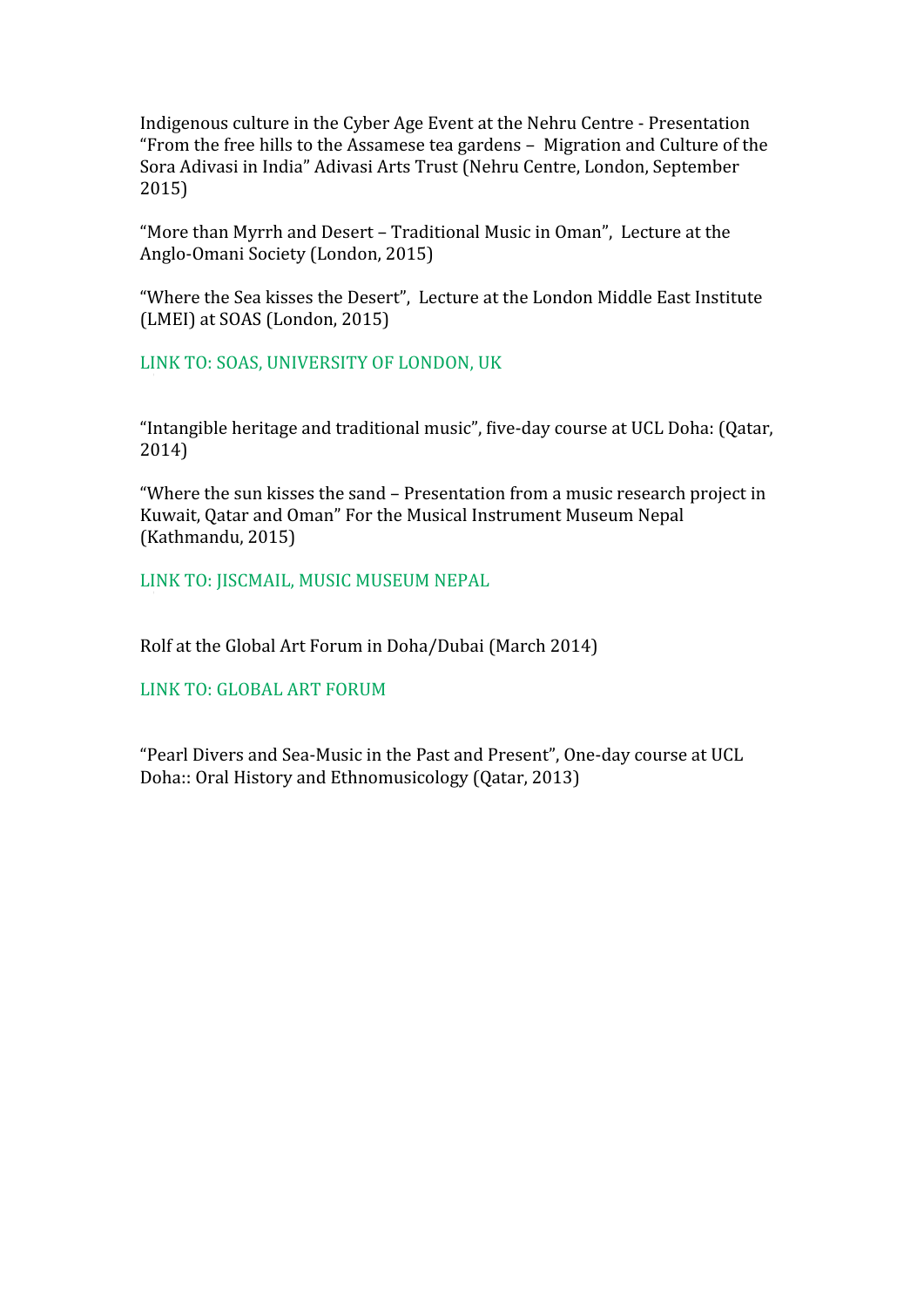Indigenous culture in the Cyber Age Event at the Nehru Centre - Presentation "From the free hills to the Assamese tea gardens – Migration and Culture of the Sora Adivasi in India" Adivasi Arts Trust (Nehru Centre, London, September 2015)

"More than Myrrh and Desert – Traditional Music in Oman", Lecture at the Anglo-Omani Society (London, 2015)

"Where the Sea kisses the Desert", Lecture at the London Middle East Institute (LMEI) at SOAS (London, 2015)

LINK TO: SOAS, UNIVERSITY OF LONDON, UK

"Intangible heritage and traditional music", five-day course at UCL Doha: (Qatar, 2014)

"Where the sun kisses the sand – Presentation from a music research project in Kuwait, Qatar and Oman" For the Musical Instrument Museum Nepal (Kathmandu, 2015)

LINK TO: JISCMAIL, MUSIC MUSEUM NEPAL

Rolf at the Global Art Forum in Doha/Dubai (March 2014)

LINK TO: GLOBAL ART FORUM

"Pearl Divers and Sea-Music in the Past and Present", One-day course at UCL Doha:: Oral History and Ethnomusicology (Qatar, 2013)